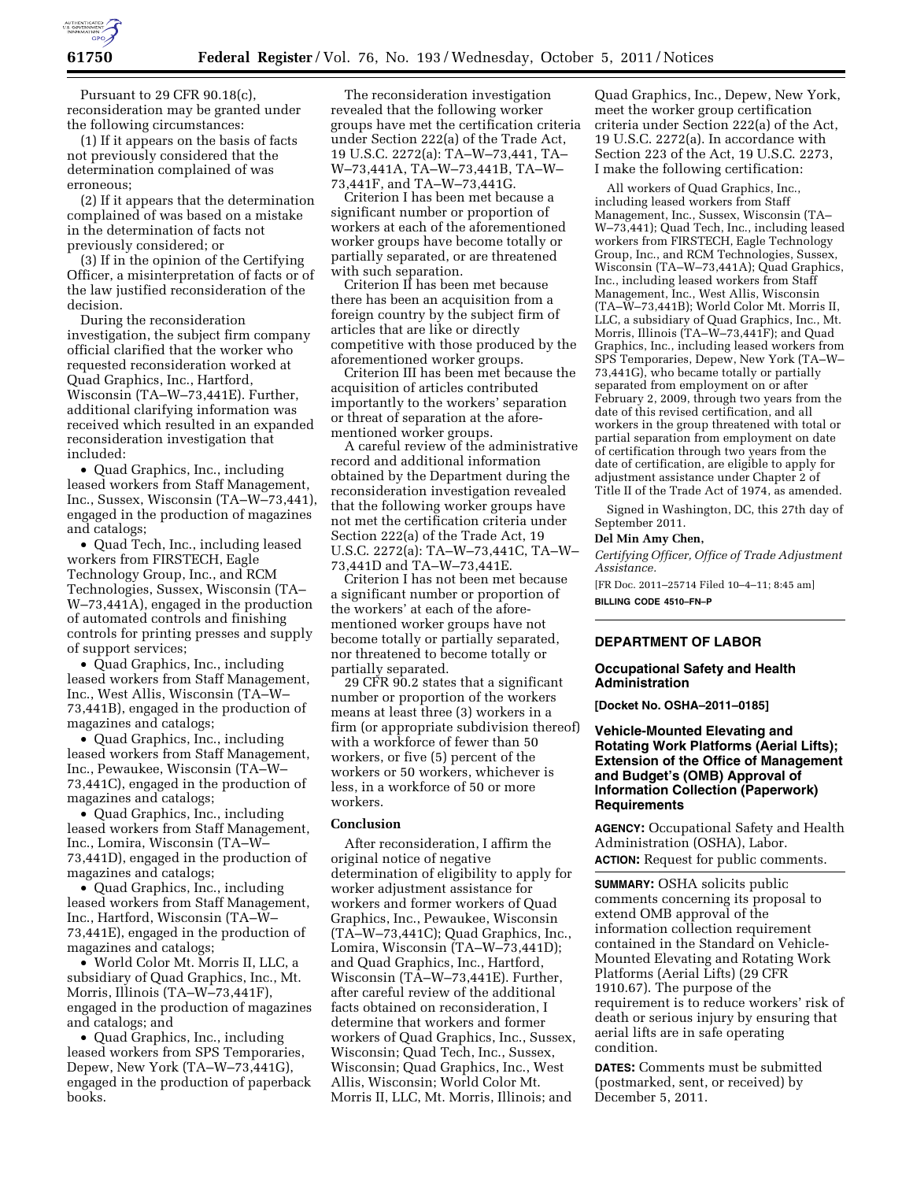Pursuant to 29 CFR 90.18(c), reconsideration may be granted under the following circumstances:

(1) If it appears on the basis of facts not previously considered that the determination complained of was erroneous;

(2) If it appears that the determination complained of was based on a mistake in the determination of facts not previously considered; or

(3) If in the opinion of the Certifying Officer, a misinterpretation of facts or of the law justified reconsideration of the decision.

During the reconsideration investigation, the subject firm company official clarified that the worker who requested reconsideration worked at Quad Graphics, Inc., Hartford, Wisconsin (TA–W–73,441E). Further, additional clarifying information was received which resulted in an expanded reconsideration investigation that included:

- Quad Graphics, Inc., including leased workers from Staff Management, Inc., Sussex, Wisconsin (TA–W–73,441), engaged in the production of magazines and catalogs;
- Quad Tech, Inc., including leased workers from FIRSTECH, Eagle Technology Group, Inc., and RCM Technologies, Sussex, Wisconsin (TA–W–73,441A), engaged in the production of automated controls and finishing controls for printing presses and supply of support services;
- Quad Graphics, Inc., including leased workers from Staff Management, Inc., West Allis, Wisconsin (TA–W–73,441B), engaged in the production of magazines and catalogs;
- Quad Graphics, Inc., including leased workers from Staff Management, Inc., Pewaukee, Wisconsin (TA–W–73,441C), engaged in the production of magazines and catalogs;
- Quad Graphics, Inc., including leased workers from Staff Management, Inc., Lomira, Wisconsin (TA–W–73,441D), engaged in the production of magazines and catalogs;
- Quad Graphics, Inc., including leased workers from Staff Management, Inc., Hartford, Wisconsin (TA–W–73,441E), engaged in the production of magazines and catalogs;
- World Color Mt. Morris II, LLC, a subsidiary of Quad Graphics, Inc., Mt. Morris, Illinois (TA–W–73,441F), engaged in the production of magazines and catalogs; and
- Quad Graphics, Inc., including leased workers from SPS Temporaries, Depew, New York (TA–W–73,441G), engaged in the production of paperback books.

The reconsideration investigation revealed that the following worker groups have met the certification criteria under Section 222(a) of the Trade Act, 19 U.S.C. 2272(a): TA–W–73,441, TA–W–73,441A, TA–W–73,441B, TA–W–73,441F, and TA–W–73,441G.

Criterion I has been met because a significant number or proportion of workers at each of the aforementioned worker groups have become totally or partially separated, or are threatened with such separation.

Criterion II has been met because there has been an acquisition from a foreign country by the subject firm of articles that are like or directly competitive with those produced by the aforementioned worker groups.

Criterion III has been met because the acquisition of articles contributed importantly to the workers' separation or threat of separation at the aforementioned worker groups.

A careful review of the administrative record and additional information obtained by the Department during the reconsideration investigation revealed that the following worker groups have not met the certification criteria under Section 222(a) of the Trade Act, 19 U.S.C. 2272(a): TA–W–73,441C, TA–W–73,441D and TA–W–73,441E.

Criterion I has not been met because a significant number or proportion of the workers' at each of the aforementioned worker groups have not become totally or partially separated, nor threatened to become totally or partially separated.

29 CFR 90.2 states that a significant number or proportion of the workers means at least three (3) workers in a firm (or appropriate subdivision thereof) with a workforce of fewer than 50 workers, or five (5) percent of the workers or 50 workers, whichever is less, in a workforce of 50 or more workers.

### Conclusion

After reconsideration, I affirm the original notice of negative determination of eligibility to apply for worker adjustment assistance for workers and former workers of Quad Graphics, Inc., Pewaukee, Wisconsin (TA–W–73,441C); Quad Graphics, Inc., Lomira, Wisconsin (TA–W–73,441D); and Quad Graphics, Inc., Hartford, Wisconsin (TA–W–73,441E). Further, after careful review of the additional facts obtained on reconsideration, I determine that workers and former workers of Quad Graphics, Inc., Sussex, Wisconsin; Quad Tech, Inc., Sussex, Wisconsin; Quad Graphics, Inc., West Allis, Wisconsin; World Color Mt. Morris II, LLC, Mt. Morris, Illinois; and Quad Graphics, Inc., Depew, New York, meet the worker group certification criteria under Section 222(a) of the Act, 19 U.S.C. 2272(a). In accordance with Section 223 of the Act, 19 U.S.C. 2273, I make the following certification:

All workers of Quad Graphics, Inc., including leased workers from Staff Management, Inc., Sussex, Wisconsin (TA–W–73,441); Quad Tech, Inc., including leased workers from FIRSTECH, Eagle Technology Group, Inc., and RCM Technologies, Sussex, Wisconsin (TA–W–73,441A); Quad Graphics, Inc., including leased workers from Staff Management, Inc., West Allis, Wisconsin (TA–W–73,441B); World Color Mt. Morris II, LLC, a subsidiary of Quad Graphics, Inc., Mt. Morris, Illinois (TA–W–73,441F); and Quad Graphics, Inc., including leased workers from SPS Temporaries, Depew, New York (TA–W–73,441G), who became totally or partially separated from employment on or after February 2, 2009, through two years from the date of this revised certification, and all workers in the group threatened with total or partial separation from employment on date of certification through two years from the date of certification, are eligible to apply for adjustment assistance under Chapter 2 of Title II of the Trade Act of 1974, as amended.

Signed in Washington, DC, this 27th day of September 2011.

**Del Min Amy Chen,**

*Certifying Officer, Office of Trade Adjustment Assistance.*

[FR Doc. 2011–25714 Filed 10–4–11; 8:45 am]

**BILLING CODE 4510–FN–P**

## DEPARTMENT OF LABOR

### Occupational Safety and Health Administration

**[Docket No. OSHA–2011–0185]**

### Vehicle-Mounted Elevating and Rotating Work Platforms (Aerial Lifts); Extension of the Office of Management and Budget's (OMB) Approval of Information Collection (Paperwork) Requirements

**AGENCY:** Occupational Safety and Health Administration (OSHA), Labor.

**ACTION:** Request for public comments.

**SUMMARY:** OSHA solicits public comments concerning its proposal to extend OMB approval of the information collection requirement contained in the Standard on Vehicle-Mounted Elevating and Rotating Work Platforms (Aerial Lifts) (29 CFR 1910.67). The purpose of the requirement is to reduce workers' risk of death or serious injury by ensuring that aerial lifts are in safe operating condition.

**DATES:** Comments must be submitted (postmarked, sent, or received) by December 5, 2011.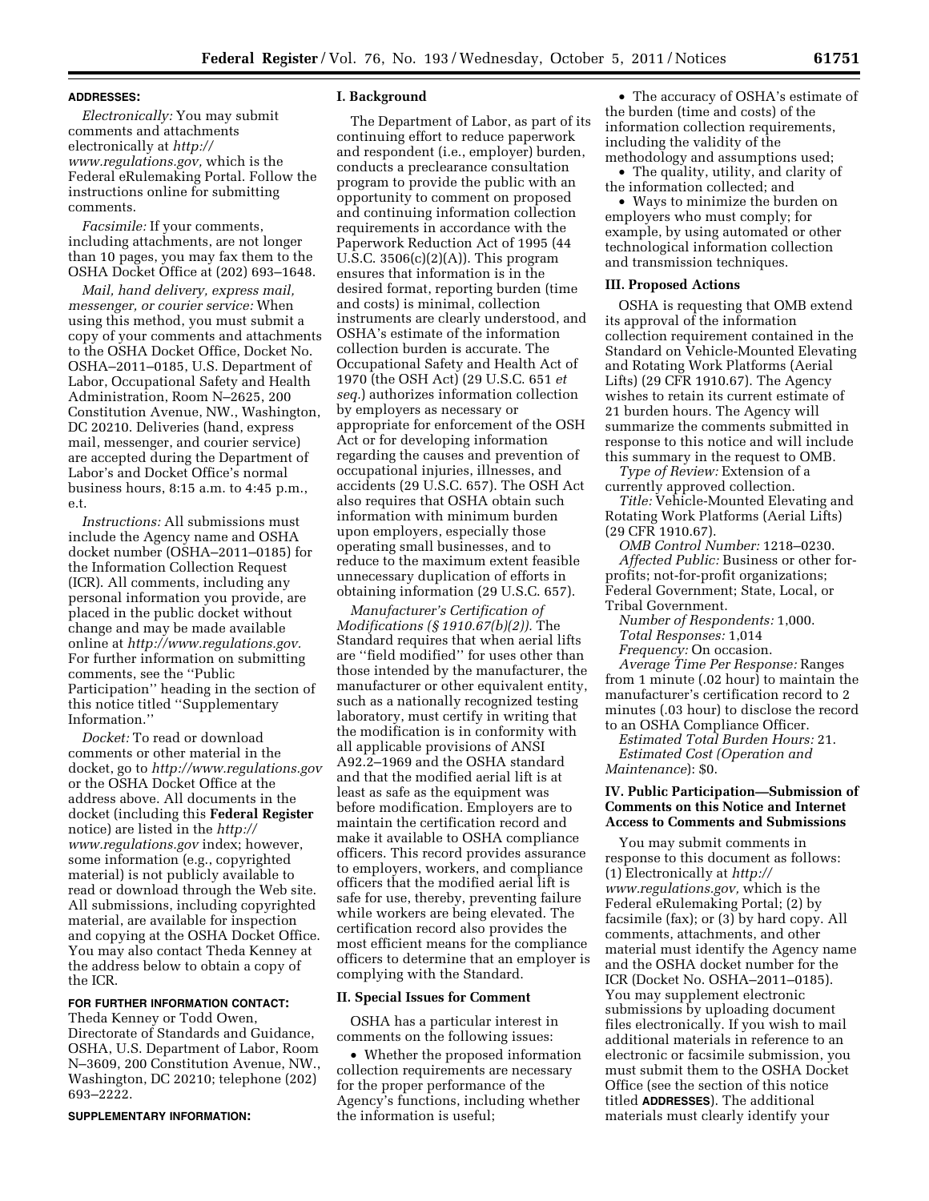**ADDRESSES:**

*Electronically:* You may submit comments and attachments electronically at *http://www.regulations.gov,* which is the Federal eRulemaking Portal. Follow the instructions online for submitting comments.

*Facsimile:* If your comments, including attachments, are not longer than 10 pages, you may fax them to the OSHA Docket Office at (202) 693–1648.

*Mail, hand delivery, express mail, messenger, or courier service:* When using this method, you must submit a copy of your comments and attachments to the OSHA Docket Office, Docket No. OSHA–2011–0185, U.S. Department of Labor, Occupational Safety and Health Administration, Room N–2625, 200 Constitution Avenue, NW., Washington, DC 20210. Deliveries (hand, express mail, messenger, and courier service) are accepted during the Department of Labor's and Docket Office's normal business hours, 8:15 a.m. to 4:45 p.m., e.t.

*Instructions:* All submissions must include the Agency name and OSHA docket number (OSHA–2011–0185) for the Information Collection Request (ICR). All comments, including any personal information you provide, are placed in the public docket without change and may be made available online at *http://www.regulations.gov.* For further information on submitting comments, see the ''Public Participation'' heading in the section of this notice titled ''Supplementary Information.''

*Docket:* To read or download comments or other material in the docket, go to *http://www.regulations.gov* or the OSHA Docket Office at the address above. All documents in the docket (including this **Federal Register** notice) are listed in the *http://www.regulations.gov* index; however, some information (e.g., copyrighted material) is not publicly available to read or download through the Web site. All submissions, including copyrighted material, are available for inspection and copying at the OSHA Docket Office. You may also contact Theda Kenney at the address below to obtain a copy of the ICR.

**FOR FURTHER INFORMATION CONTACT:** Theda Kenney or Todd Owen, Directorate of Standards and Guidance, OSHA, U.S. Department of Labor, Room N–3609, 200 Constitution Avenue, NW., Washington, DC 20210; telephone (202) 693–2222.

**SUPPLEMENTARY INFORMATION:**

## I. Background

The Department of Labor, as part of its continuing effort to reduce paperwork and respondent (i.e., employer) burden, conducts a preclearance consultation program to provide the public with an opportunity to comment on proposed and continuing information collection requirements in accordance with the Paperwork Reduction Act of 1995 (44 U.S.C. 3506(c)(2)(A)). This program ensures that information is in the desired format, reporting burden (time and costs) is minimal, collection instruments are clearly understood, and OSHA's estimate of the information collection burden is accurate. The Occupational Safety and Health Act of 1970 (the OSH Act) (29 U.S.C. 651 *et seq.*) authorizes information collection by employers as necessary or appropriate for enforcement of the OSH Act or for developing information regarding the causes and prevention of occupational injuries, illnesses, and accidents (29 U.S.C. 657). The OSH Act also requires that OSHA obtain such information with minimum burden upon employers, especially those operating small businesses, and to reduce to the maximum extent feasible unnecessary duplication of efforts in obtaining information (29 U.S.C. 657).

*Manufacturer's Certification of Modifications (§ 1910.67(b)(2)).* The Standard requires that when aerial lifts are ''field modified'' for uses other than those intended by the manufacturer, the manufacturer or other equivalent entity, such as a nationally recognized testing laboratory, must certify in writing that the modification is in conformity with all applicable provisions of ANSI A92.2–1969 and the OSHA standard and that the modified aerial lift is at least as safe as the equipment was before modification. Employers are to maintain the certification record and make it available to OSHA compliance officers. This record provides assurance to employers, workers, and compliance officers that the modified aerial lift is safe for use, thereby, preventing failure while workers are being elevated. The certification record also provides the most efficient means for the compliance officers to determine that an employer is complying with the Standard.

## II. Special Issues for Comment

OSHA has a particular interest in comments on the following issues:

- Whether the proposed information collection requirements are necessary for the proper performance of the Agency's functions, including whether the information is useful;
- The accuracy of OSHA's estimate of the burden (time and costs) of the information collection requirements, including the validity of the methodology and assumptions used;
- The quality, utility, and clarity of the information collected; and
- Ways to minimize the burden on employers who must comply; for example, by using automated or other technological information collection and transmission techniques.

## III. Proposed Actions

OSHA is requesting that OMB extend its approval of the information collection requirement contained in the Standard on Vehicle-Mounted Elevating and Rotating Work Platforms (Aerial Lifts) (29 CFR 1910.67). The Agency wishes to retain its current estimate of 21 burden hours. The Agency will summarize the comments submitted in response to this notice and will include this summary in the request to OMB.

*Type of Review:* Extension of a currently approved collection.

*Title:* Vehicle-Mounted Elevating and Rotating Work Platforms (Aerial Lifts) (29 CFR 1910.67).

*OMB Control Number:* 1218–0230.

*Affected Public:* Business or other for-profits; not-for-profit organizations; Federal Government; State, Local, or Tribal Government.

*Number of Respondents:* 1,000.

*Total Responses:* 1,014

*Frequency:* On occasion.

*Average Time Per Response:* Ranges from 1 minute (.02 hour) to maintain the manufacturer's certification record to 2 minutes (.03 hour) to disclose the record to an OSHA Compliance Officer.

*Estimated Total Burden Hours:* 21.

*Estimated Cost (Operation and Maintenance*): $0.

## IV. Public Participation—Submission of Comments on this Notice and Internet Access to Comments and Submissions

You may submit comments in response to this document as follows: (1) Electronically at *http://www.regulations.gov,* which is the Federal eRulemaking Portal; (2) by facsimile (fax); or (3) by hard copy. All comments, attachments, and other material must identify the Agency name and the OSHA docket number for the ICR (Docket No. OSHA–2011–0185). You may supplement electronic submissions by uploading document files electronically. If you wish to mail additional materials in reference to an electronic or facsimile submission, you must submit them to the OSHA Docket Office (see the section of this notice titled **ADDRESSES**). The additional materials must clearly identify your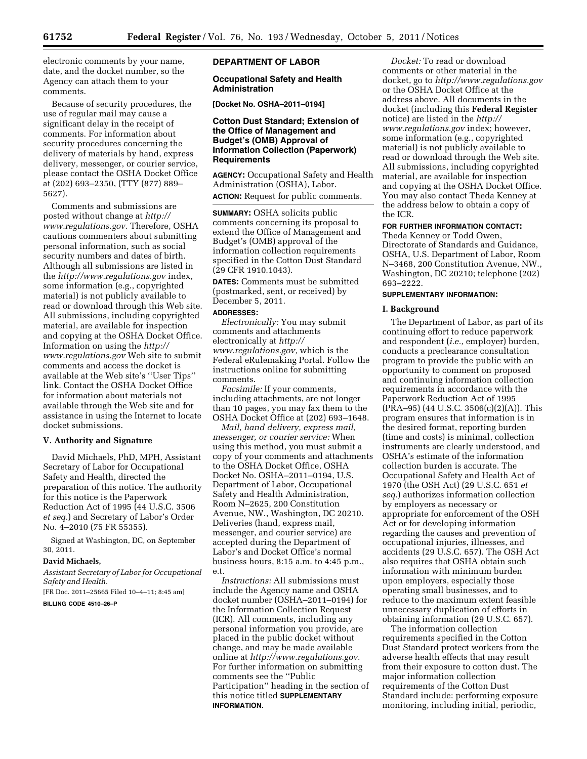electronic comments by your name, date, and the docket number, so the Agency can attach them to your comments.

Because of security procedures, the use of regular mail may cause a significant delay in the receipt of comments. For information about security procedures concerning the delivery of materials by hand, express delivery, messenger, or courier service, please contact the OSHA Docket Office at (202) 693–2350, (TTY (877) 889–5627).

Comments and submissions are posted without change at *http://www.regulations.gov.* Therefore, OSHA cautions commenters about submitting personal information, such as social security numbers and dates of birth. Although all submissions are listed in the *http://www.regulations.gov* index, some information (e.g., copyrighted material) is not publicly available to read or download through this Web site. All submissions, including copyrighted material, are available for inspection and copying at the OSHA Docket Office. Information on using the *http://www.regulations.gov* Web site to submit comments and access the docket is available at the Web site's ''User Tips'' link. Contact the OSHA Docket Office for information about materials not available through the Web site and for assistance in using the Internet to locate docket submissions.

## V. Authority and Signature

David Michaels, PhD, MPH, Assistant Secretary of Labor for Occupational Safety and Health, directed the preparation of this notice. The authority for this notice is the Paperwork Reduction Act of 1995 (44 U.S.C. 3506 *et seq.*) and Secretary of Labor's Order No. 4–2010 (75 FR 55355).

Signed at Washington, DC, on September 30, 2011.

**David Michaels,**

*Assistant Secretary of Labor for Occupational Safety and Health.*

[FR Doc. 2011–25665 Filed 10–4–11; 8:45 am]

**BILLING CODE 4510–26–P**

## DEPARTMENT OF LABOR

### Occupational Safety and Health Administration

**[Docket No. OSHA–2011–0194]**

### Cotton Dust Standard; Extension of the Office of Management and Budget's (OMB) Approval of Information Collection (Paperwork) Requirements

**AGENCY:** Occupational Safety and Health Administration (OSHA), Labor.

**ACTION:** Request for public comments.

**SUMMARY:** OSHA solicits public comments concerning its proposal to extend the Office of Management and Budget's (OMB) approval of the information collection requirements specified in the Cotton Dust Standard (29 CFR 1910.1043).

**DATES:** Comments must be submitted (postmarked, sent, or received) by December 5, 2011.

**ADDRESSES:**

*Electronically:* You may submit comments and attachments electronically at *http://www.regulations.gov,* which is the Federal eRulemaking Portal. Follow the instructions online for submitting comments.

*Facsimile:* If your comments, including attachments, are not longer than 10 pages, you may fax them to the OSHA Docket Office at (202) 693–1648.

*Mail, hand delivery, express mail, messenger, or courier service:* When using this method, you must submit a copy of your comments and attachments to the OSHA Docket Office, OSHA Docket No. OSHA–2011–0194, U.S. Department of Labor, Occupational Safety and Health Administration, Room N–2625, 200 Constitution Avenue, NW., Washington, DC 20210. Deliveries (hand, express mail, messenger, and courier service) are accepted during the Department of Labor's and Docket Office's normal business hours, 8:15 a.m. to 4:45 p.m., e.t.

*Instructions:* All submissions must include the Agency name and OSHA docket number (OSHA–2011–0194) for the Information Collection Request (ICR). All comments, including any personal information you provide, are placed in the public docket without change, and may be made available online at *http://www.regulations.gov.* For further information on submitting comments see the ''Public Participation'' heading in the section of this notice titled **SUPPLEMENTARY INFORMATION**.

*Docket:* To read or download comments or other material in the docket, go to *http://www.regulations.gov* or the OSHA Docket Office at the address above. All documents in the docket (including this **Federal Register** notice) are listed in the *http://www.regulations.gov* index; however, some information (e.g., copyrighted material) is not publicly available to read or download through the Web site. All submissions, including copyrighted material, are available for inspection and copying at the OSHA Docket Office. You may also contact Theda Kenney at the address below to obtain a copy of the ICR.

**FOR FURTHER INFORMATION CONTACT:** Theda Kenney or Todd Owen, Directorate of Standards and Guidance, OSHA, U.S. Department of Labor, Room N–3468, 200 Constitution Avenue, NW., Washington, DC 20210; telephone (202) 693–2222.

**SUPPLEMENTARY INFORMATION:**

## I. Background

The Department of Labor, as part of its continuing effort to reduce paperwork and respondent (*i.e.,* employer) burden, conducts a preclearance consultation program to provide the public with an opportunity to comment on proposed and continuing information collection requirements in accordance with the Paperwork Reduction Act of 1995 (PRA–95) (44 U.S.C. 3506(c)(2)(A)). This program ensures that information is in the desired format, reporting burden (time and costs) is minimal, collection instruments are clearly understood, and OSHA's estimate of the information collection burden is accurate. The Occupational Safety and Health Act of 1970 (the OSH Act) (29 U.S.C. 651 *et seq.*) authorizes information collection by employers as necessary or appropriate for enforcement of the OSH Act or for developing information regarding the causes and prevention of occupational injuries, illnesses, and accidents (29 U.S.C. 657). The OSH Act also requires that OSHA obtain such information with minimum burden upon employers, especially those operating small businesses, and to reduce to the maximum extent feasible unnecessary duplication of efforts in obtaining information (29 U.S.C. 657).

The information collection requirements specified in the Cotton Dust Standard protect workers from the adverse health effects that may result from their exposure to cotton dust. The major information collection requirements of the Cotton Dust Standard include: performing exposure monitoring, including initial, periodic,